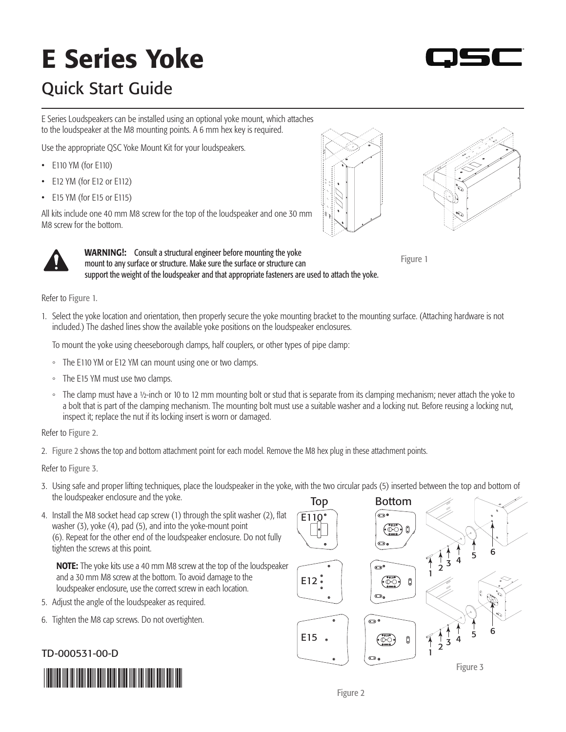# E Series Yoke

## Quick Start Guide

E Series Loudspeakers can be installed using an optional yoke mount, which attaches to the loudspeaker at the M8 mounting points. A 6 mm hex key is required.

Use the appropriate QSC Yoke Mount Kit for your loudspeakers.

- E110 YM (for E110)
- E12 YM (for E12 or E112)
- E15 YM (for E15 or E115)

All kits include one 40 mm M8 screw for the top of the loudspeaker and one 30 mm M8 screw for the bottom.

Figure 1

**WARNING!:** Consult a structural engineer before mounting the yoke mount to any surface or structure. Make sure the surface or structure can support the weight of the loudspeaker and that appropriate fasteners are used to attach the yoke.

Refer to Figure 1.

1. Select the yoke location and orientation, then properly secure the yoke mounting bracket to the mounting surface. (Attaching hardware is not included.) The dashed lines show the available yoke positions on the loudspeaker enclosures.

   To mount the yoke using cheeseborough clamps, half couplers, or other types of pipe clamp:

   - The E110 YM or E12 YM can mount using one or two clamps.
   - The E15 YM must use two clamps.
   - The clamp must have a ½-inch or 10 to 12 mm mounting bolt or stud that is separate from its clamping mechanism; never attach the yoke to a bolt that is part of the clamping mechanism. The mounting bolt must use a suitable washer and a locking nut. Before reusing a locking nut, inspect it; replace the nut if its locking insert is worn or damaged.

Refer to Figure 2.

2. Figure 2 shows the top and bottom attachment point for each model. Remove the M8 hex plug in these attachment points.

Refer to Figure 3.

3. Using safe and proper lifting techniques, place the loudspeaker in the yoke, with the two circular pads (5) inserted between the top and bottom of the loudspeaker enclosure and the yoke.
4. Install the M8 socket head cap screw (1) through the split washer (2), flat washer (3), yoke (4), pad (5), and into the yoke-mount point (6). Repeat for the other end of the loudspeaker enclosure. Do not fully tighten the screws at this point.

   **NOTE:** The yoke kits use a 40 mm M8 screw at the top of the loudspeaker and a 30 mm M8 screw at the bottom. To avoid damage to the loudspeaker enclosure, use the correct screw in each location.
5. Adjust the angle of the loudspeaker as required.
6. Tighten the M8 cap screws. Do not overtighten.

Top | Bottom

E110

E12

E15

Figure 2

1 2 3 4 5 6

Figure 3

TD-000531-00-D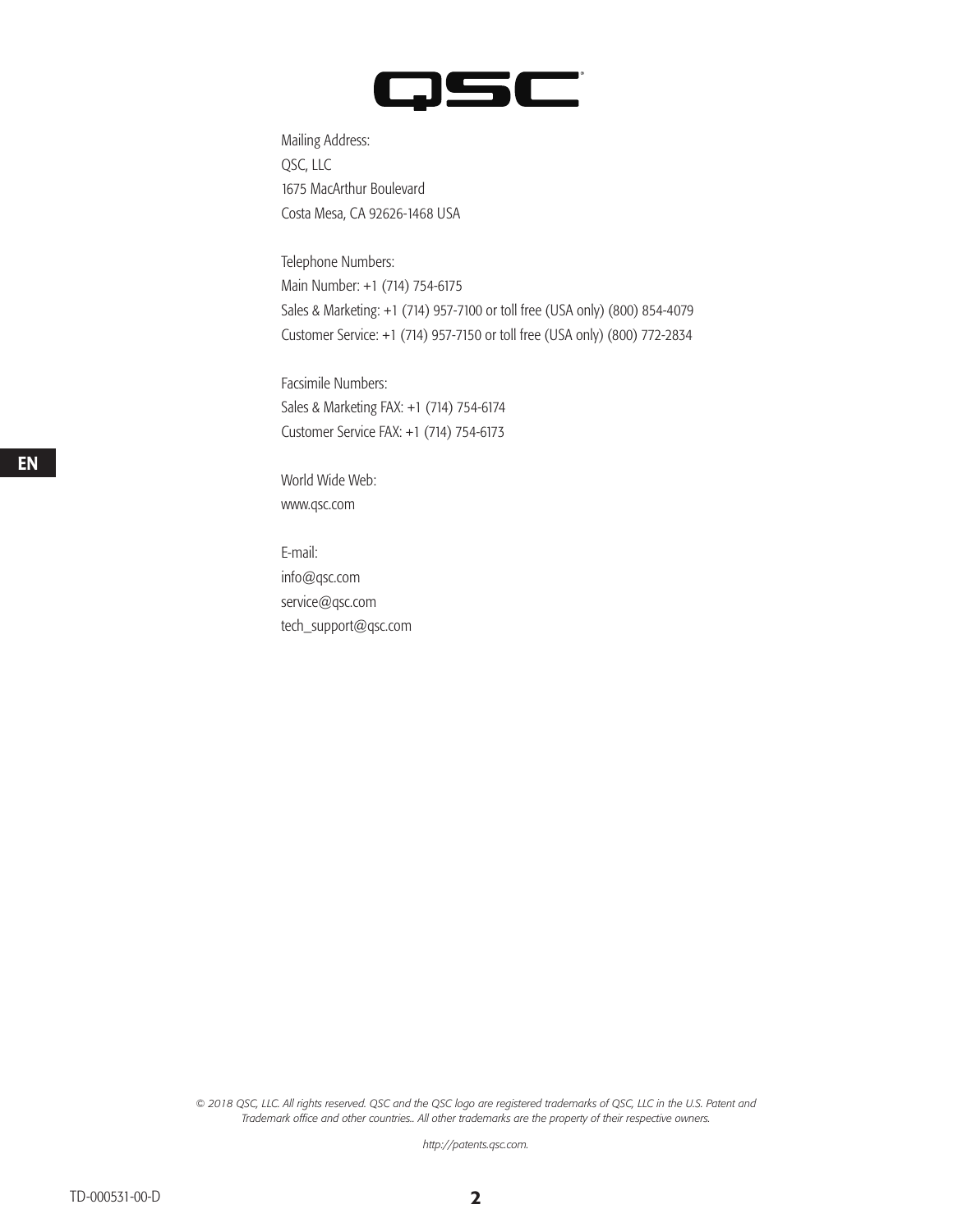Mailing Address:
QSC, LLC
1675 MacArthur Boulevard
Costa Mesa, CA 92626-1468 USA

Telephone Numbers:
Main Number: +1 (714) 754-6175
Sales & Marketing: +1 (714) 957-7100 or toll free (USA only) (800) 854-4079
Customer Service: +1 (714) 957-7150 or toll free (USA only) (800) 772-2834

Facsimile Numbers:
Sales & Marketing FAX: +1 (714) 754-6174
Customer Service FAX: +1 (714) 754-6173

World Wide Web:
www.qsc.com

E-mail:
info@qsc.com
service@qsc.com
tech_support@qsc.com

*© 2018 QSC, LLC. All rights reserved. QSC and the QSC logo are registered trademarks of QSC, LLC in the U.S. Patent and Trademark office and other countries.. All other trademarks are the property of their respective owners.*

*http://patents.qsc.com.*

TD-000531-00-D